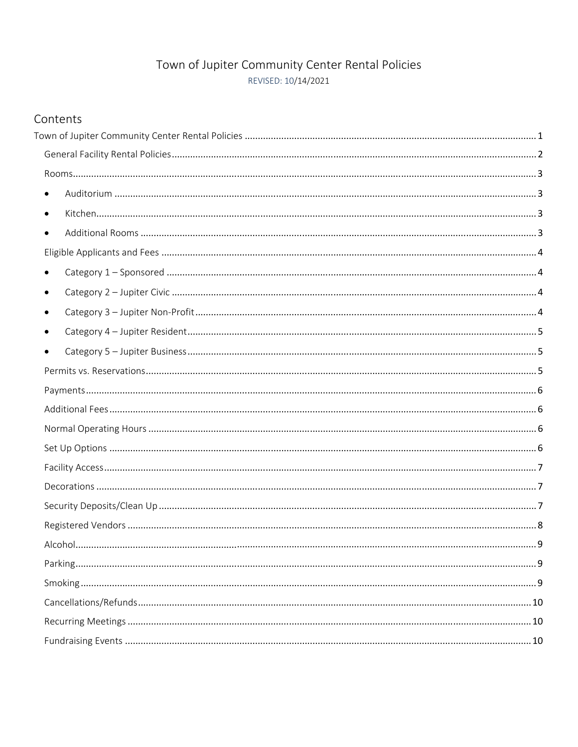# Town of Jupiter Community Center Rental Policies

REVISED: 10/14/2021

## Contents

Town of Jupiter Community Center Rental Policies ..... 1

- General Facility Rental Policies ..... 2
- Rooms ..... 3
  - Auditorium ..... 3
  - Kitchen ..... 3
  - Additional Rooms ..... 3
- Eligible Applicants and Fees ..... 4
  - Category 1 – Sponsored ..... 4
  - Category 2 – Jupiter Civic ..... 4
  - Category 3 – Jupiter Non-Profit ..... 4
  - Category 4 – Jupiter Resident ..... 5
  - Category 5 – Jupiter Business ..... 5
- Permits vs. Reservations ..... 5
- Payments ..... 6
- Additional Fees ..... 6
- Normal Operating Hours ..... 6
- Set Up Options ..... 6
- Facility Access ..... 7
- Decorations ..... 7
- Security Deposits/Clean Up ..... 7
- Registered Vendors ..... 8
- Alcohol ..... 9
- Parking ..... 9
- Smoking ..... 9
- Cancellations/Refunds ..... 10
- Recurring Meetings ..... 10
- Fundraising Events ..... 10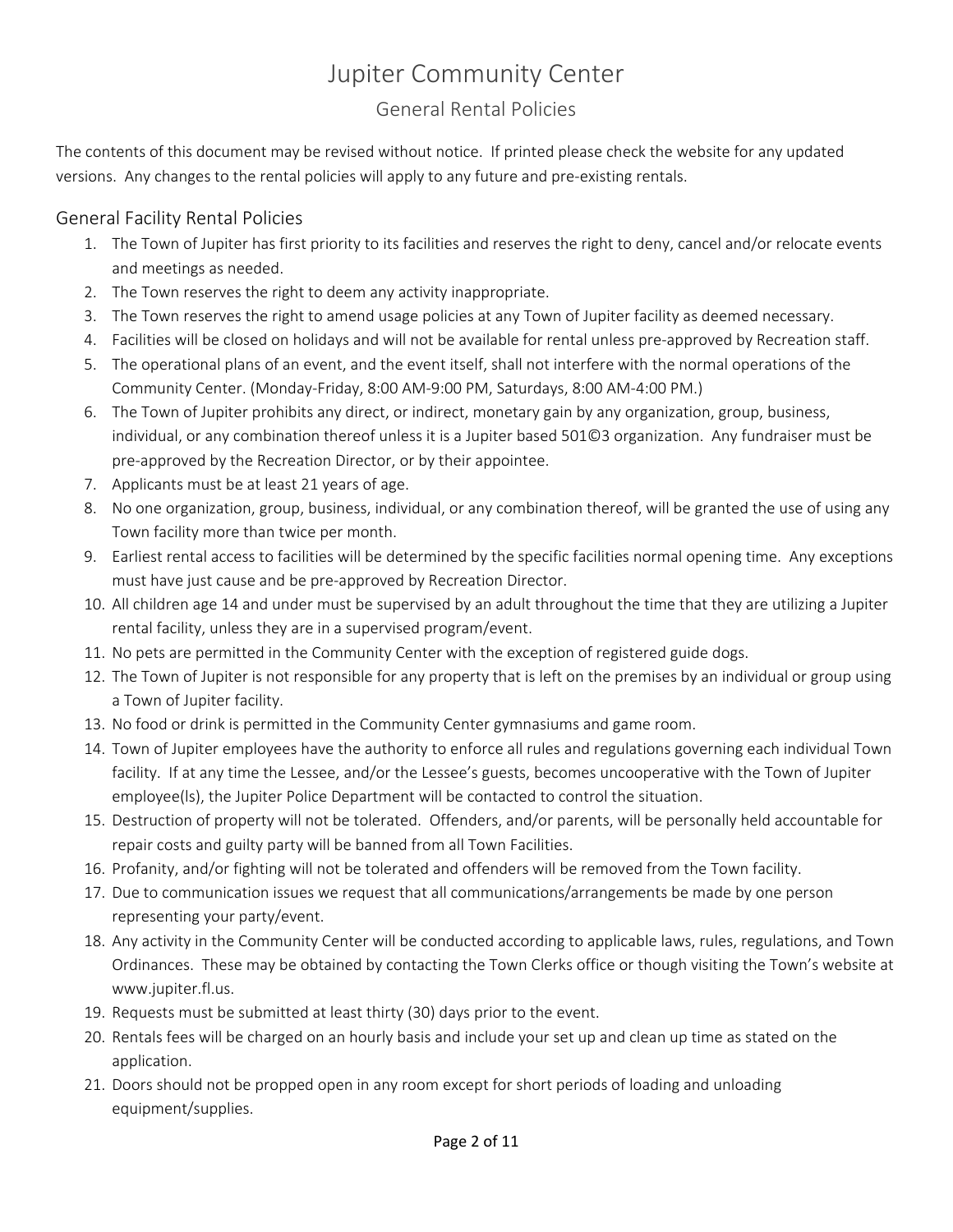# Jupiter Community Center

## General Rental Policies

The contents of this document may be revised without notice. If printed please check the website for any updated versions. Any changes to the rental policies will apply to any future and pre-existing rentals.

### General Facility Rental Policies

1. The Town of Jupiter has first priority to its facilities and reserves the right to deny, cancel and/or relocate events and meetings as needed.
2. The Town reserves the right to deem any activity inappropriate.
3. The Town reserves the right to amend usage policies at any Town of Jupiter facility as deemed necessary.
4. Facilities will be closed on holidays and will not be available for rental unless pre-approved by Recreation staff.
5. The operational plans of an event, and the event itself, shall not interfere with the normal operations of the Community Center. (Monday-Friday, 8:00 AM-9:00 PM, Saturdays, 8:00 AM-4:00 PM.)
6. The Town of Jupiter prohibits any direct, or indirect, monetary gain by any organization, group, business, individual, or any combination thereof unless it is a Jupiter based 501©3 organization. Any fundraiser must be pre-approved by the Recreation Director, or by their appointee.
7. Applicants must be at least 21 years of age.
8. No one organization, group, business, individual, or any combination thereof, will be granted the use of using any Town facility more than twice per month.
9. Earliest rental access to facilities will be determined by the specific facilities normal opening time. Any exceptions must have just cause and be pre-approved by Recreation Director.
10. All children age 14 and under must be supervised by an adult throughout the time that they are utilizing a Jupiter rental facility, unless they are in a supervised program/event.
11. No pets are permitted in the Community Center with the exception of registered guide dogs.
12. The Town of Jupiter is not responsible for any property that is left on the premises by an individual or group using a Town of Jupiter facility.
13. No food or drink is permitted in the Community Center gymnasiums and game room.
14. Town of Jupiter employees have the authority to enforce all rules and regulations governing each individual Town facility. If at any time the Lessee, and/or the Lessee's guests, becomes uncooperative with the Town of Jupiter employee(ls), the Jupiter Police Department will be contacted to control the situation.
15. Destruction of property will not be tolerated. Offenders, and/or parents, will be personally held accountable for repair costs and guilty party will be banned from all Town Facilities.
16. Profanity, and/or fighting will not be tolerated and offenders will be removed from the Town facility.
17. Due to communication issues we request that all communications/arrangements be made by one person representing your party/event.
18. Any activity in the Community Center will be conducted according to applicable laws, rules, regulations, and Town Ordinances. These may be obtained by contacting the Town Clerks office or though visiting the Town's website at www.jupiter.fl.us.
19. Requests must be submitted at least thirty (30) days prior to the event.
20. Rentals fees will be charged on an hourly basis and include your set up and clean up time as stated on the application.
21. Doors should not be propped open in any room except for short periods of loading and unloading equipment/supplies.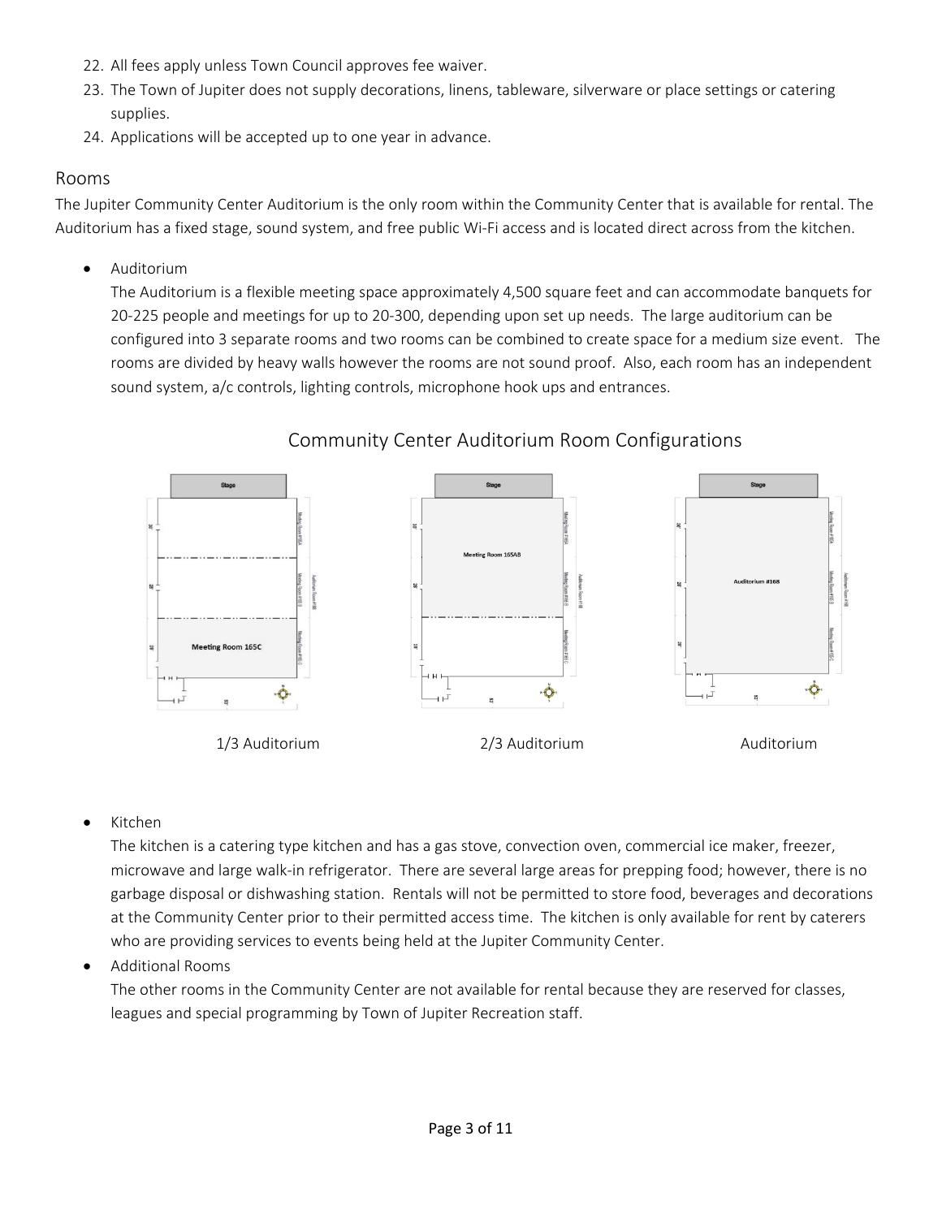22. All fees apply unless Town Council approves fee waiver.
23. The Town of Jupiter does not supply decorations, linens, tableware, silverware or place settings or catering supplies.
24. Applications will be accepted up to one year in advance.

## Rooms

The Jupiter Community Center Auditorium is the only room within the Community Center that is available for rental. The Auditorium has a fixed stage, sound system, and free public Wi-Fi access and is located direct across from the kitchen.

- Auditorium
  The Auditorium is a flexible meeting space approximately 4,500 square feet and can accommodate banquets for 20-225 people and meetings for up to 20-300, depending upon set up needs. The large auditorium can be configured into 3 separate rooms and two rooms can be combined to create space for a medium size event. The rooms are divided by heavy walls however the rooms are not sound proof. Also, each room has an independent sound system, a/c controls, lighting controls, microphone hook ups and entrances.

### Community Center Auditorium Room Configurations

Stage

Meeting Room 165C

1/3 Auditorium

Stage

Meeting Room 165AB

2/3 Auditorium

Stage

Auditorium #168

Auditorium

- Kitchen
  The kitchen is a catering type kitchen and has a gas stove, convection oven, commercial ice maker, freezer, microwave and large walk-in refrigerator. There are several large areas for prepping food; however, there is no garbage disposal or dishwashing station. Rentals will not be permitted to store food, beverages and decorations at the Community Center prior to their permitted access time. The kitchen is only available for rent by caterers who are providing services to events being held at the Jupiter Community Center.
- Additional Rooms
  The other rooms in the Community Center are not available for rental because they are reserved for classes, leagues and special programming by Town of Jupiter Recreation staff.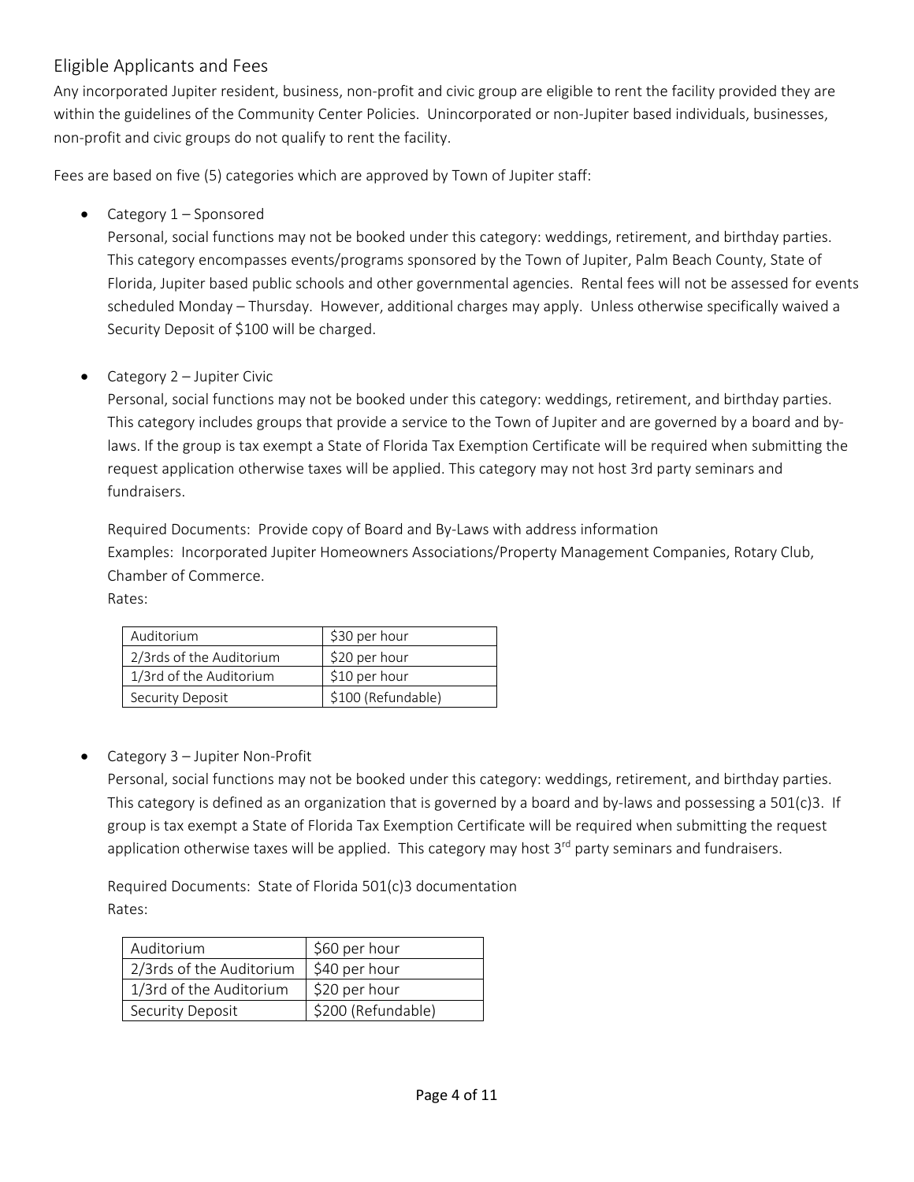## Eligible Applicants and Fees

Any incorporated Jupiter resident, business, non-profit and civic group are eligible to rent the facility provided they are within the guidelines of the Community Center Policies. Unincorporated or non-Jupiter based individuals, businesses, non-profit and civic groups do not qualify to rent the facility.

Fees are based on five (5) categories which are approved by Town of Jupiter staff:

- Category 1 – Sponsored

  Personal, social functions may not be booked under this category: weddings, retirement, and birthday parties. This category encompasses events/programs sponsored by the Town of Jupiter, Palm Beach County, State of Florida, Jupiter based public schools and other governmental agencies. Rental fees will not be assessed for events scheduled Monday – Thursday. However, additional charges may apply. Unless otherwise specifically waived a Security Deposit of $100 will be charged.

- Category 2 – Jupiter Civic

  Personal, social functions may not be booked under this category: weddings, retirement, and birthday parties. This category includes groups that provide a service to the Town of Jupiter and are governed by a board and by-laws. If the group is tax exempt a State of Florida Tax Exemption Certificate will be required when submitting the request application otherwise taxes will be applied. This category may not host 3rd party seminars and fundraisers.

  Required Documents: Provide copy of Board and By-Laws with address information
  Examples: Incorporated Jupiter Homeowners Associations/Property Management Companies, Rotary Club, Chamber of Commerce.
  Rates:

  | Auditorium | $30 per hour |
  |---|---|
  | 2/3rds of the Auditorium | $20 per hour |
  | 1/3rd of the Auditorium | $10 per hour |
  | Security Deposit | $100 (Refundable) |

- Category 3 – Jupiter Non-Profit

  Personal, social functions may not be booked under this category: weddings, retirement, and birthday parties. This category is defined as an organization that is governed by a board and by-laws and possessing a 501(c)3. If group is tax exempt a State of Florida Tax Exemption Certificate will be required when submitting the request application otherwise taxes will be applied. This category may host 3rd party seminars and fundraisers.

  Required Documents: State of Florida 501(c)3 documentation
  Rates:

  | Auditorium | $60 per hour |
  |---|---|
  | 2/3rds of the Auditorium | $40 per hour |
  | 1/3rd of the Auditorium | $20 per hour |
  | Security Deposit | $200 (Refundable) |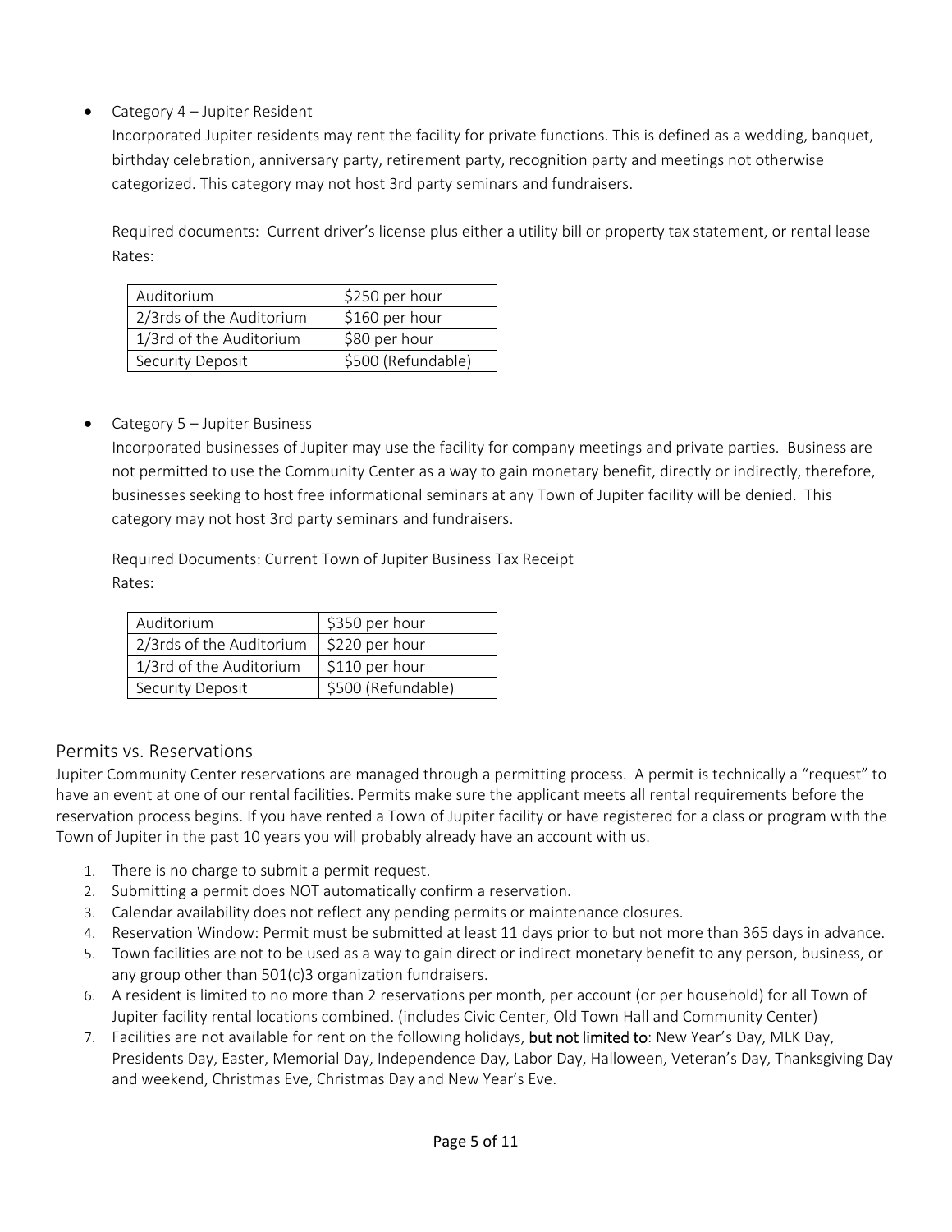- Category 4 – Jupiter Resident

  Incorporated Jupiter residents may rent the facility for private functions. This is defined as a wedding, banquet, birthday celebration, anniversary party, retirement party, recognition party and meetings not otherwise categorized. This category may not host 3rd party seminars and fundraisers.

  Required documents: Current driver's license plus either a utility bill or property tax statement, or rental lease
  Rates:

| Auditorium | $250 per hour |
|---|---|
| 2/3rds of the Auditorium | $160 per hour |
| 1/3rd of the Auditorium | $80 per hour |
| Security Deposit | $500 (Refundable) |

- Category 5 – Jupiter Business

  Incorporated businesses of Jupiter may use the facility for company meetings and private parties. Business are not permitted to use the Community Center as a way to gain monetary benefit, directly or indirectly, therefore, businesses seeking to host free informational seminars at any Town of Jupiter facility will be denied. This category may not host 3rd party seminars and fundraisers.

  Required Documents: Current Town of Jupiter Business Tax Receipt
  Rates:

| Auditorium | $350 per hour |
|---|---|
| 2/3rds of the Auditorium | $220 per hour |
| 1/3rd of the Auditorium | $110 per hour |
| Security Deposit | $500 (Refundable) |

## Permits vs. Reservations

Jupiter Community Center reservations are managed through a permitting process. A permit is technically a "request" to have an event at one of our rental facilities. Permits make sure the applicant meets all rental requirements before the reservation process begins. If you have rented a Town of Jupiter facility or have registered for a class or program with the Town of Jupiter in the past 10 years you will probably already have an account with us.

1. There is no charge to submit a permit request.
2. Submitting a permit does NOT automatically confirm a reservation.
3. Calendar availability does not reflect any pending permits or maintenance closures.
4. Reservation Window: Permit must be submitted at least 11 days prior to but not more than 365 days in advance.
5. Town facilities are not to be used as a way to gain direct or indirect monetary benefit to any person, business, or any group other than 501(c)3 organization fundraisers.
6. A resident is limited to no more than 2 reservations per month, per account (or per household) for all Town of Jupiter facility rental locations combined. (includes Civic Center, Old Town Hall and Community Center)
7. Facilities are not available for rent on the following holidays, **but not limited to**: New Year's Day, MLK Day, Presidents Day, Easter, Memorial Day, Independence Day, Labor Day, Halloween, Veteran's Day, Thanksgiving Day and weekend, Christmas Eve, Christmas Day and New Year's Eve.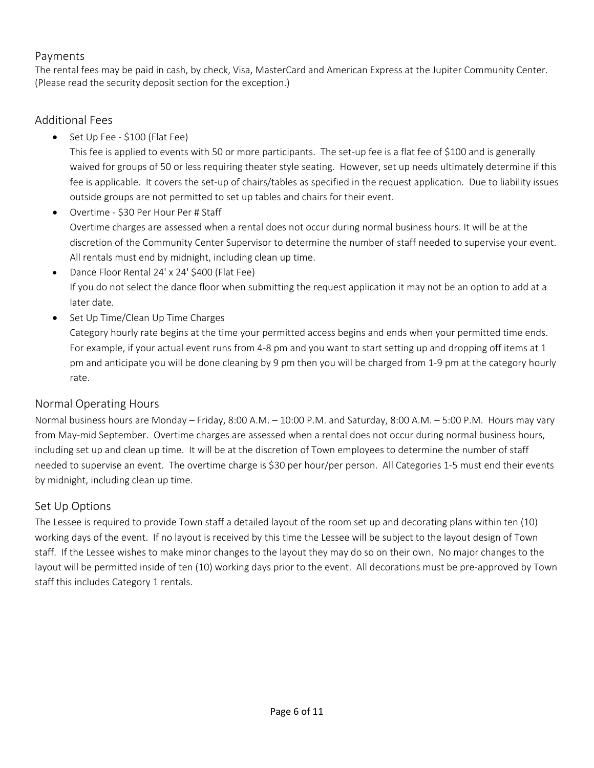## Payments

The rental fees may be paid in cash, by check, Visa, MasterCard and American Express at the Jupiter Community Center. (Please read the security deposit section for the exception.)

## Additional Fees

- Set Up Fee - $100 (Flat Fee)
  This fee is applied to events with 50 or more participants. The set-up fee is a flat fee of $100 and is generally waived for groups of 50 or less requiring theater style seating. However, set up needs ultimately determine if this fee is applicable. It covers the set-up of chairs/tables as specified in the request application. Due to liability issues outside groups are not permitted to set up tables and chairs for their event.
- Overtime - $30 Per Hour Per # Staff
  Overtime charges are assessed when a rental does not occur during normal business hours. It will be at the discretion of the Community Center Supervisor to determine the number of staff needed to supervise your event. All rentals must end by midnight, including clean up time.
- Dance Floor Rental 24' x 24' $400 (Flat Fee)
  If you do not select the dance floor when submitting the request application it may not be an option to add at a later date.
- Set Up Time/Clean Up Time Charges
  Category hourly rate begins at the time your permitted access begins and ends when your permitted time ends. For example, if your actual event runs from 4-8 pm and you want to start setting up and dropping off items at 1 pm and anticipate you will be done cleaning by 9 pm then you will be charged from 1-9 pm at the category hourly rate.

## Normal Operating Hours

Normal business hours are Monday – Friday, 8:00 A.M. – 10:00 P.M. and Saturday, 8:00 A.M. – 5:00 P.M. Hours may vary from May-mid September. Overtime charges are assessed when a rental does not occur during normal business hours, including set up and clean up time. It will be at the discretion of Town employees to determine the number of staff needed to supervise an event. The overtime charge is $30 per hour/per person. All Categories 1-5 must end their events by midnight, including clean up time.

## Set Up Options

The Lessee is required to provide Town staff a detailed layout of the room set up and decorating plans within ten (10) working days of the event. If no layout is received by this time the Lessee will be subject to the layout design of Town staff. If the Lessee wishes to make minor changes to the layout they may do so on their own. No major changes to the layout will be permitted inside of ten (10) working days prior to the event. All decorations must be pre-approved by Town staff this includes Category 1 rentals.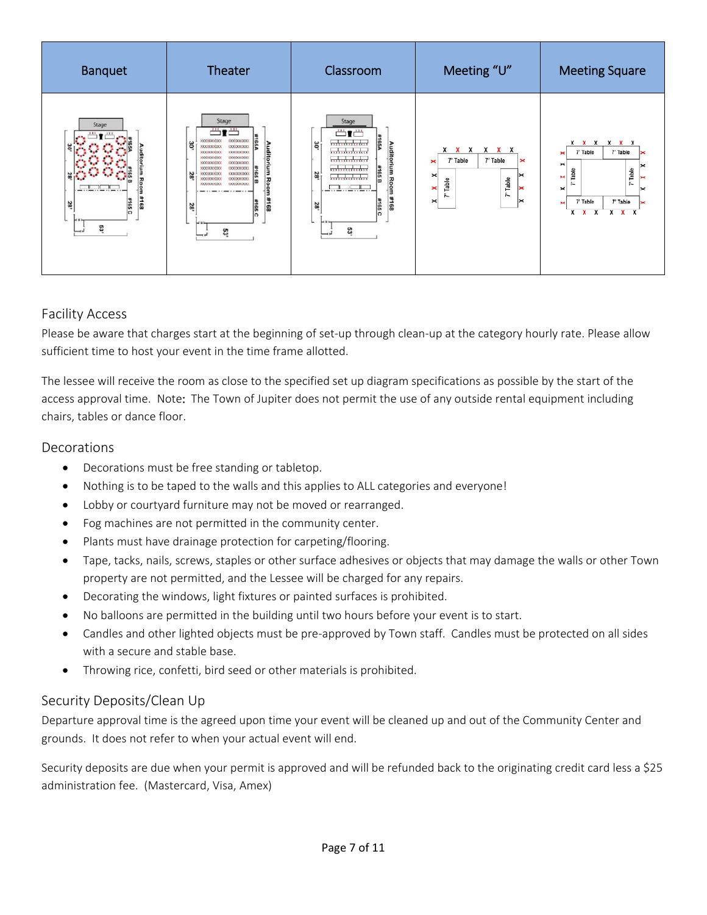| Banquet | Theater | Classroom | Meeting "U" | Meeting Square |
|---|---|---|---|---|
| | | | | |

## Facility Access

Please be aware that charges start at the beginning of set-up through clean-up at the category hourly rate. Please allow sufficient time to host your event in the time frame allotted.

The lessee will receive the room as close to the specified set up diagram specifications as possible by the start of the access approval time. Note: The Town of Jupiter does not permit the use of any outside rental equipment including chairs, tables or dance floor.

## Decorations

- Decorations must be free standing or tabletop.
- Nothing is to be taped to the walls and this applies to ALL categories and everyone!
- Lobby or courtyard furniture may not be moved or rearranged.
- Fog machines are not permitted in the community center.
- Plants must have drainage protection for carpeting/flooring.
- Tape, tacks, nails, screws, staples or other surface adhesives or objects that may damage the walls or other Town property are not permitted, and the Lessee will be charged for any repairs.
- Decorating the windows, light fixtures or painted surfaces is prohibited.
- No balloons are permitted in the building until two hours before your event is to start.
- Candles and other lighted objects must be pre-approved by Town staff. Candles must be protected on all sides with a secure and stable base.
- Throwing rice, confetti, bird seed or other materials is prohibited.

## Security Deposits/Clean Up

Departure approval time is the agreed upon time your event will be cleaned up and out of the Community Center and grounds. It does not refer to when your actual event will end.

Security deposits are due when your permit is approved and will be refunded back to the originating credit card less a $25 administration fee. (Mastercard, Visa, Amex)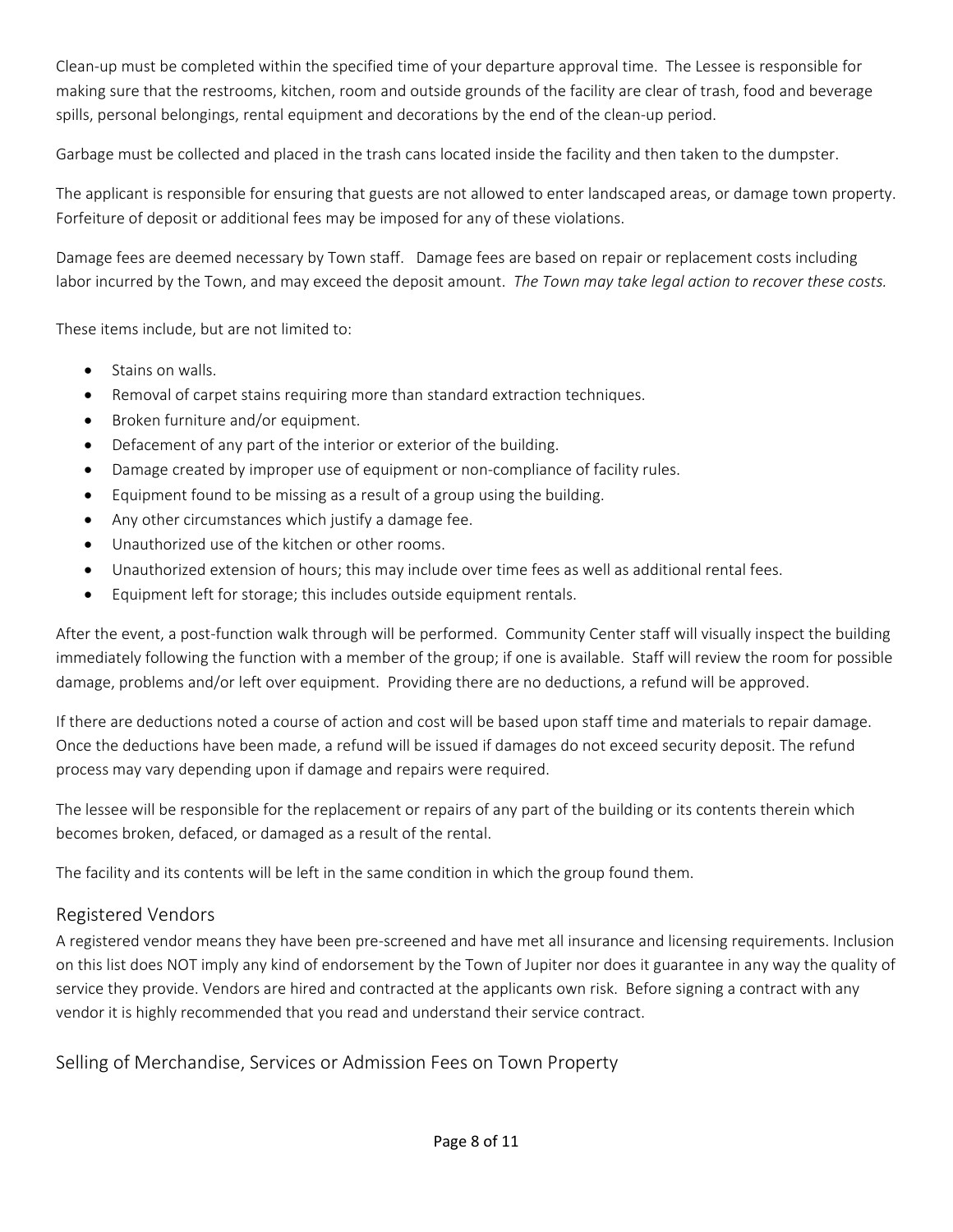Clean-up must be completed within the specified time of your departure approval time. The Lessee is responsible for making sure that the restrooms, kitchen, room and outside grounds of the facility are clear of trash, food and beverage spills, personal belongings, rental equipment and decorations by the end of the clean-up period.

Garbage must be collected and placed in the trash cans located inside the facility and then taken to the dumpster.

The applicant is responsible for ensuring that guests are not allowed to enter landscaped areas, or damage town property. Forfeiture of deposit or additional fees may be imposed for any of these violations.

Damage fees are deemed necessary by Town staff. Damage fees are based on repair or replacement costs including labor incurred by the Town, and may exceed the deposit amount. *The Town may take legal action to recover these costs.*

These items include, but are not limited to:

- Stains on walls.
- Removal of carpet stains requiring more than standard extraction techniques.
- Broken furniture and/or equipment.
- Defacement of any part of the interior or exterior of the building.
- Damage created by improper use of equipment or non-compliance of facility rules.
- Equipment found to be missing as a result of a group using the building.
- Any other circumstances which justify a damage fee.
- Unauthorized use of the kitchen or other rooms.
- Unauthorized extension of hours; this may include over time fees as well as additional rental fees.
- Equipment left for storage; this includes outside equipment rentals.

After the event, a post-function walk through will be performed. Community Center staff will visually inspect the building immediately following the function with a member of the group; if one is available. Staff will review the room for possible damage, problems and/or left over equipment. Providing there are no deductions, a refund will be approved.

If there are deductions noted a course of action and cost will be based upon staff time and materials to repair damage. Once the deductions have been made, a refund will be issued if damages do not exceed security deposit. The refund process may vary depending upon if damage and repairs were required.

The lessee will be responsible for the replacement or repairs of any part of the building or its contents therein which becomes broken, defaced, or damaged as a result of the rental.

The facility and its contents will be left in the same condition in which the group found them.

## Registered Vendors

A registered vendor means they have been pre-screened and have met all insurance and licensing requirements. Inclusion on this list does NOT imply any kind of endorsement by the Town of Jupiter nor does it guarantee in any way the quality of service they provide. Vendors are hired and contracted at the applicants own risk. Before signing a contract with any vendor it is highly recommended that you read and understand their service contract.

## Selling of Merchandise, Services or Admission Fees on Town Property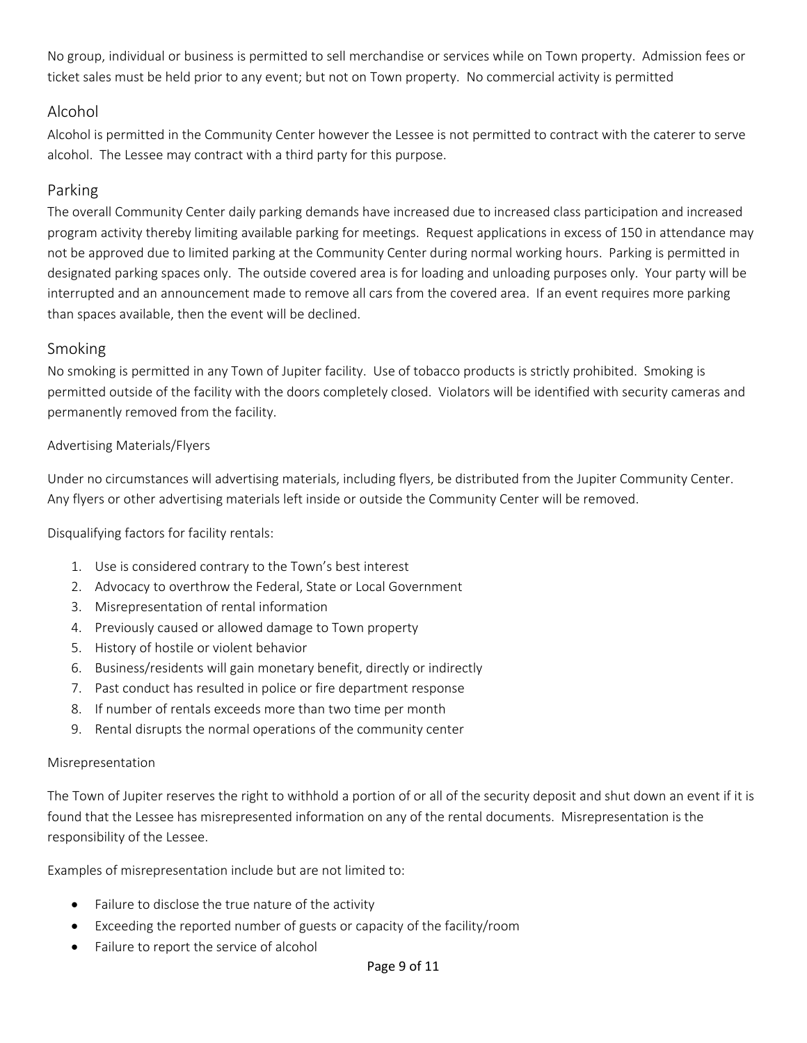No group, individual or business is permitted to sell merchandise or services while on Town property. Admission fees or ticket sales must be held prior to any event; but not on Town property. No commercial activity is permitted

## Alcohol

Alcohol is permitted in the Community Center however the Lessee is not permitted to contract with the caterer to serve alcohol. The Lessee may contract with a third party for this purpose.

## Parking

The overall Community Center daily parking demands have increased due to increased class participation and increased program activity thereby limiting available parking for meetings. Request applications in excess of 150 in attendance may not be approved due to limited parking at the Community Center during normal working hours. Parking is permitted in designated parking spaces only. The outside covered area is for loading and unloading purposes only. Your party will be interrupted and an announcement made to remove all cars from the covered area. If an event requires more parking than spaces available, then the event will be declined.

## Smoking

No smoking is permitted in any Town of Jupiter facility. Use of tobacco products is strictly prohibited. Smoking is permitted outside of the facility with the doors completely closed. Violators will be identified with security cameras and permanently removed from the facility.

### Advertising Materials/Flyers

Under no circumstances will advertising materials, including flyers, be distributed from the Jupiter Community Center. Any flyers or other advertising materials left inside or outside the Community Center will be removed.

Disqualifying factors for facility rentals:

1. Use is considered contrary to the Town's best interest
2. Advocacy to overthrow the Federal, State or Local Government
3. Misrepresentation of rental information
4. Previously caused or allowed damage to Town property
5. History of hostile or violent behavior
6. Business/residents will gain monetary benefit, directly or indirectly
7. Past conduct has resulted in police or fire department response
8. If number of rentals exceeds more than two time per month
9. Rental disrupts the normal operations of the community center

### Misrepresentation

The Town of Jupiter reserves the right to withhold a portion of or all of the security deposit and shut down an event if it is found that the Lessee has misrepresented information on any of the rental documents. Misrepresentation is the responsibility of the Lessee.

Examples of misrepresentation include but are not limited to:

- Failure to disclose the true nature of the activity
- Exceeding the reported number of guests or capacity of the facility/room
- Failure to report the service of alcohol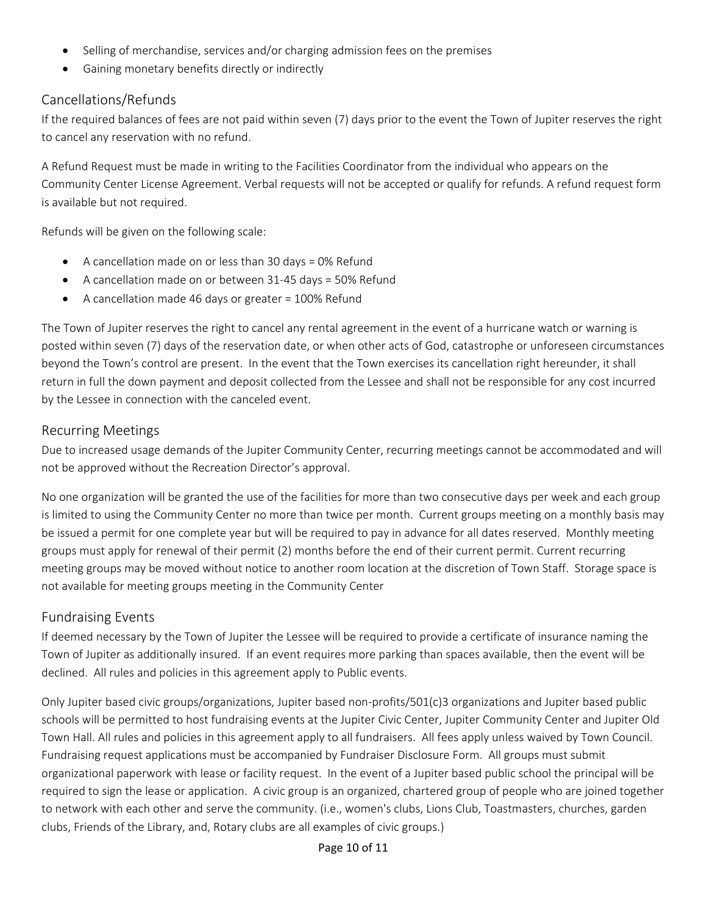- Selling of merchandise, services and/or charging admission fees on the premises
- Gaining monetary benefits directly or indirectly

## Cancellations/Refunds

If the required balances of fees are not paid within seven (7) days prior to the event the Town of Jupiter reserves the right to cancel any reservation with no refund.

A Refund Request must be made in writing to the Facilities Coordinator from the individual who appears on the Community Center License Agreement. Verbal requests will not be accepted or qualify for refunds. A refund request form is available but not required.

Refunds will be given on the following scale:

- A cancellation made on or less than 30 days = 0% Refund
- A cancellation made on or between 31-45 days = 50% Refund
- A cancellation made 46 days or greater = 100% Refund

The Town of Jupiter reserves the right to cancel any rental agreement in the event of a hurricane watch or warning is posted within seven (7) days of the reservation date, or when other acts of God, catastrophe or unforeseen circumstances beyond the Town's control are present. In the event that the Town exercises its cancellation right hereunder, it shall return in full the down payment and deposit collected from the Lessee and shall not be responsible for any cost incurred by the Lessee in connection with the canceled event.

## Recurring Meetings

Due to increased usage demands of the Jupiter Community Center, recurring meetings cannot be accommodated and will not be approved without the Recreation Director's approval.

No one organization will be granted the use of the facilities for more than two consecutive days per week and each group is limited to using the Community Center no more than twice per month. Current groups meeting on a monthly basis may be issued a permit for one complete year but will be required to pay in advance for all dates reserved. Monthly meeting groups must apply for renewal of their permit (2) months before the end of their current permit. Current recurring meeting groups may be moved without notice to another room location at the discretion of Town Staff. Storage space is not available for meeting groups meeting in the Community Center

## Fundraising Events

If deemed necessary by the Town of Jupiter the Lessee will be required to provide a certificate of insurance naming the Town of Jupiter as additionally insured. If an event requires more parking than spaces available, then the event will be declined. All rules and policies in this agreement apply to Public events.

Only Jupiter based civic groups/organizations, Jupiter based non-profits/501(c)3 organizations and Jupiter based public schools will be permitted to host fundraising events at the Jupiter Civic Center, Jupiter Community Center and Jupiter Old Town Hall. All rules and policies in this agreement apply to all fundraisers. All fees apply unless waived by Town Council. Fundraising request applications must be accompanied by Fundraiser Disclosure Form. All groups must submit organizational paperwork with lease or facility request. In the event of a Jupiter based public school the principal will be required to sign the lease or application. A civic group is an organized, chartered group of people who are joined together to network with each other and serve the community. (i.e., women's clubs, Lions Club, Toastmasters, churches, garden clubs, Friends of the Library, and, Rotary clubs are all examples of civic groups.)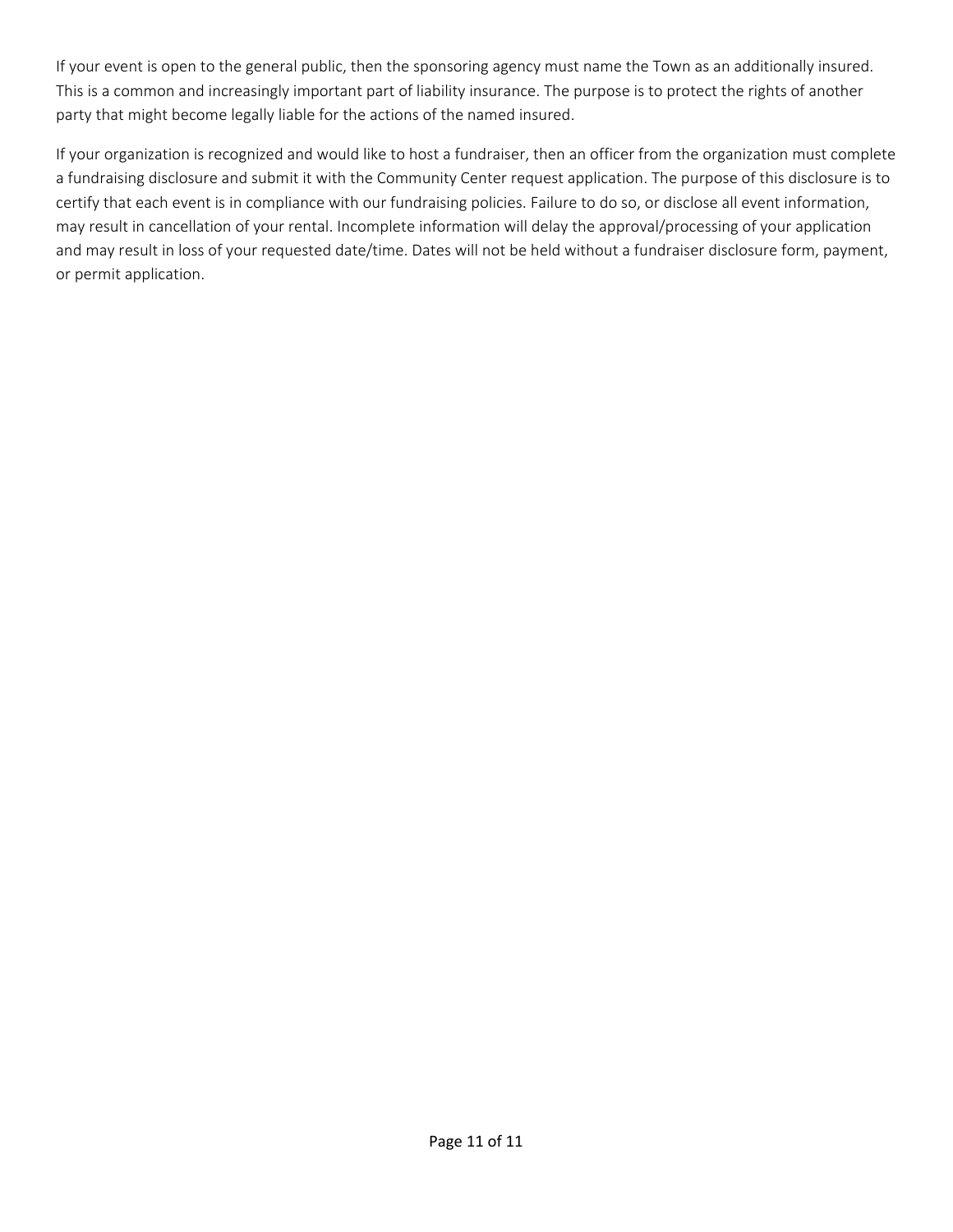If your event is open to the general public, then the sponsoring agency must name the Town as an additionally insured. This is a common and increasingly important part of liability insurance. The purpose is to protect the rights of another party that might become legally liable for the actions of the named insured.

If your organization is recognized and would like to host a fundraiser, then an officer from the organization must complete a fundraising disclosure and submit it with the Community Center request application. The purpose of this disclosure is to certify that each event is in compliance with our fundraising policies. Failure to do so, or disclose all event information, may result in cancellation of your rental. Incomplete information will delay the approval/processing of your application and may result in loss of your requested date/time. Dates will not be held without a fundraiser disclosure form, payment, or permit application.